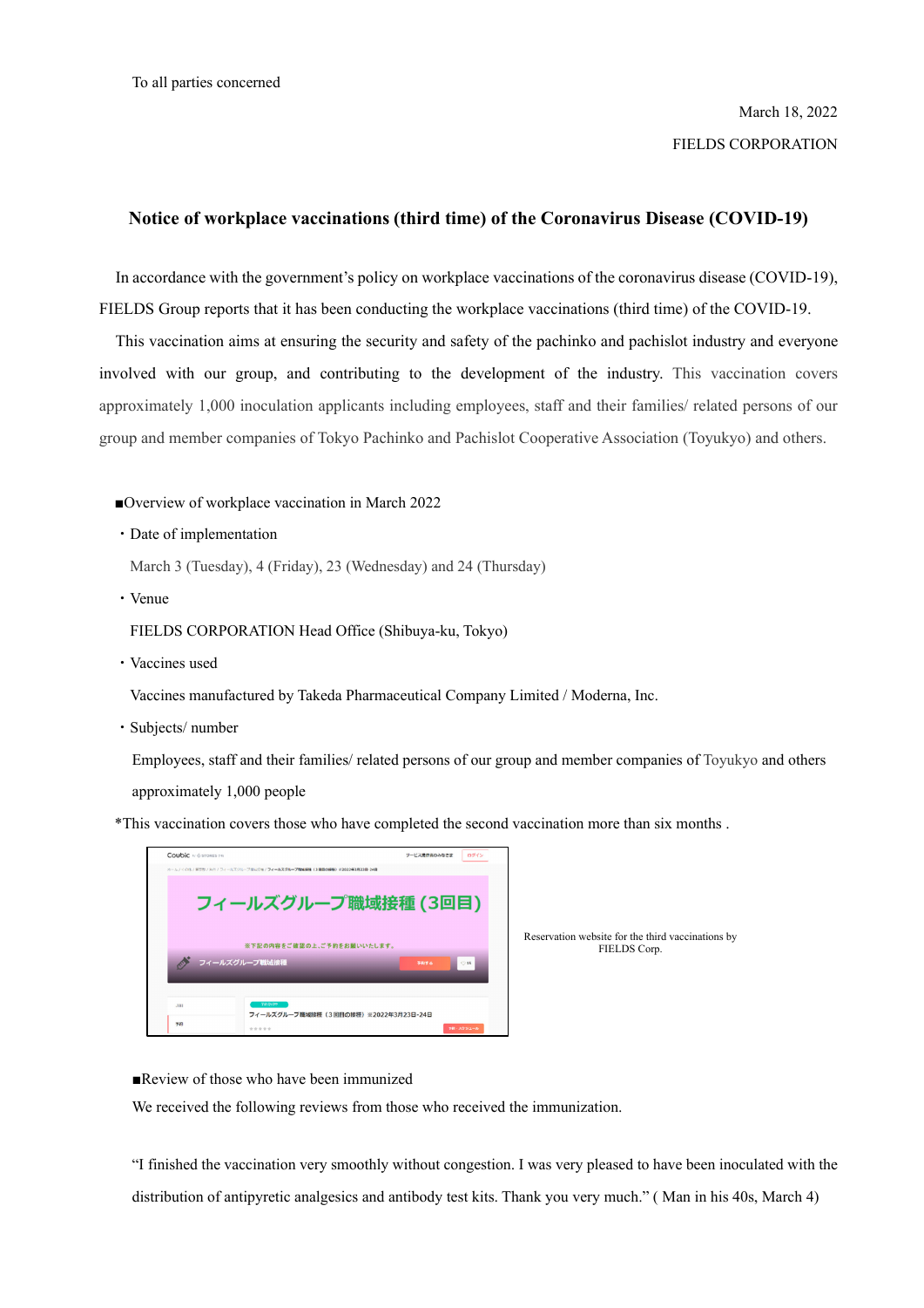To all parties concerned

March 18, 2022

FIELDS CORPORATION

## Notice of workplace vaccinations (third time) of the Coronavirus Disease (COVID-19)

In accordance with the government's policy on workplace vaccinations of the coronavirus disease (COVID-19), FIELDS Group reports that it has been conducting the workplace vaccinations (third time) of the COVID-19.

This vaccination aims at ensuring the security and safety of the pachinko and pachislot industry and everyone involved with our group, and contributing to the development of the industry. This vaccination covers approximately 1,000 inoculation applicants including employees, staff and their families/ related persons of our group and member companies of Tokyo Pachinko and Pachislot Cooperative Association (Toyukyo) and others.

■Overview of workplace vaccination in March 2022

・Date of implementation

March 3 (Tuesday), 4 (Friday), 23 (Wednesday) and 24 (Thursday)

・Venue

FIELDS CORPORATION Head Office (Shibuya-ku, Tokyo)

・Vaccines used

Vaccines manufactured by Takeda Pharmaceutical Company Limited / Moderna, Inc.

・Subjects/ number

Employees, staff and their families/ related persons of our group and member companies of Toyukyo and others approximately 1,000 people

*This vaccination covers those who have completed the second vaccination more than six months .

Reservation website for the third vaccinations by FIELDS Corp.

■Review of those who have been immunized

We received the following reviews from those who received the immunization.

"I finished the vaccination very smoothly without congestion. I was very pleased to have been inoculated with the distribution of antipyretic analgesics and antibody test kits. Thank you very much." ( Man in his 40s, March 4)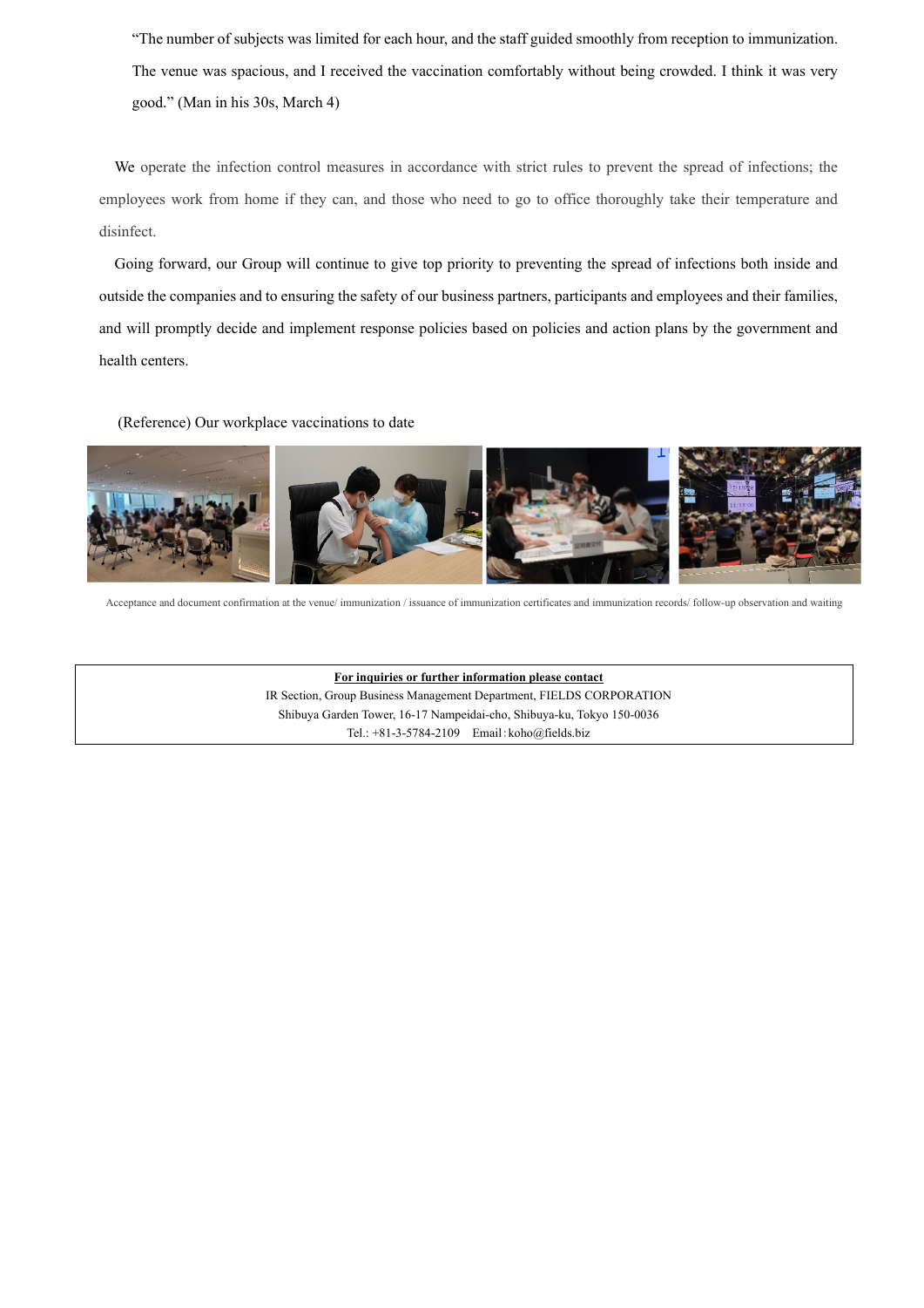"The number of subjects was limited for each hour, and the staff guided smoothly from reception to immunization. The venue was spacious, and I received the vaccination comfortably without being crowded. I think it was very good." (Man in his 30s, March 4)

We operate the infection control measures in accordance with strict rules to prevent the spread of infections; the employees work from home if they can, and those who need to go to office thoroughly take their temperature and disinfect.

Going forward, our Group will continue to give top priority to preventing the spread of infections both inside and outside the companies and to ensuring the safety of our business partners, participants and employees and their families, and will promptly decide and implement response policies based on policies and action plans by the government and health centers.

(Reference) Our workplace vaccinations to date

Acceptance and document confirmation at the venue/ immunization / issuance of immunization certificates and immunization records/ follow-up observation and waiting

**For inquiries or further information please contact**
IR Section, Group Business Management Department, FIELDS CORPORATION
Shibuya Garden Tower, 16-17 Nampeidai-cho, Shibuya-ku, Tokyo 150-0036
Tel.: +81-3-5784-2109 Email：koho@fields.biz